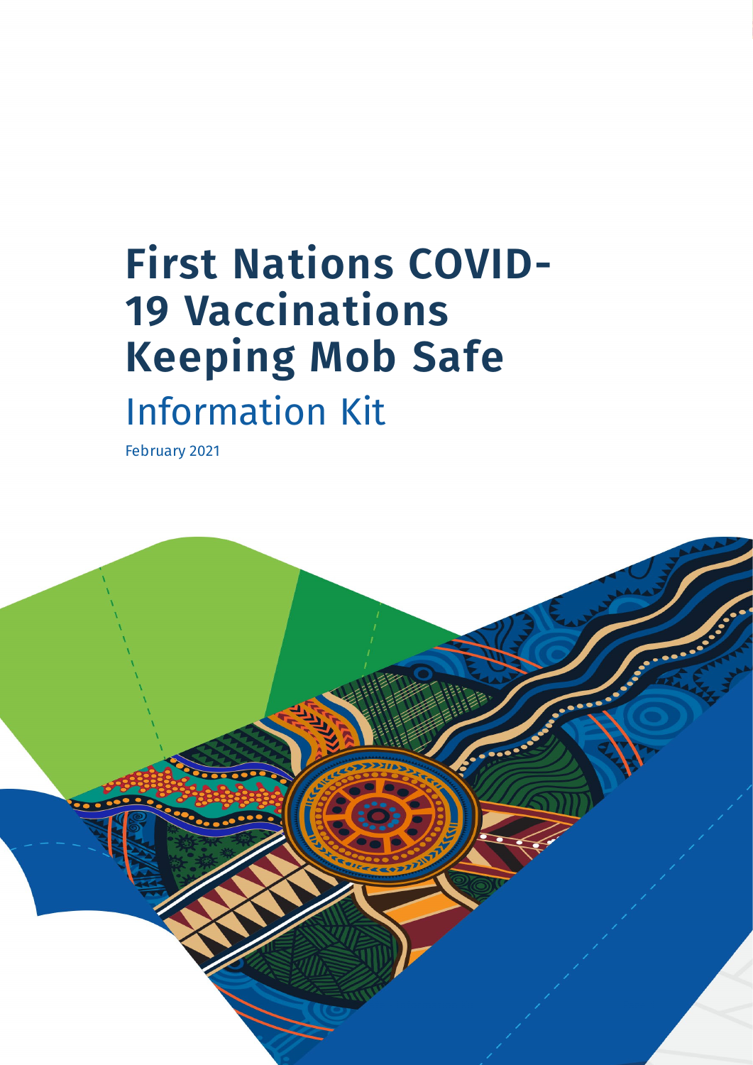# First Nations COVID-19 Vaccinations Keeping Mob Safe

## Information Kit

February 2021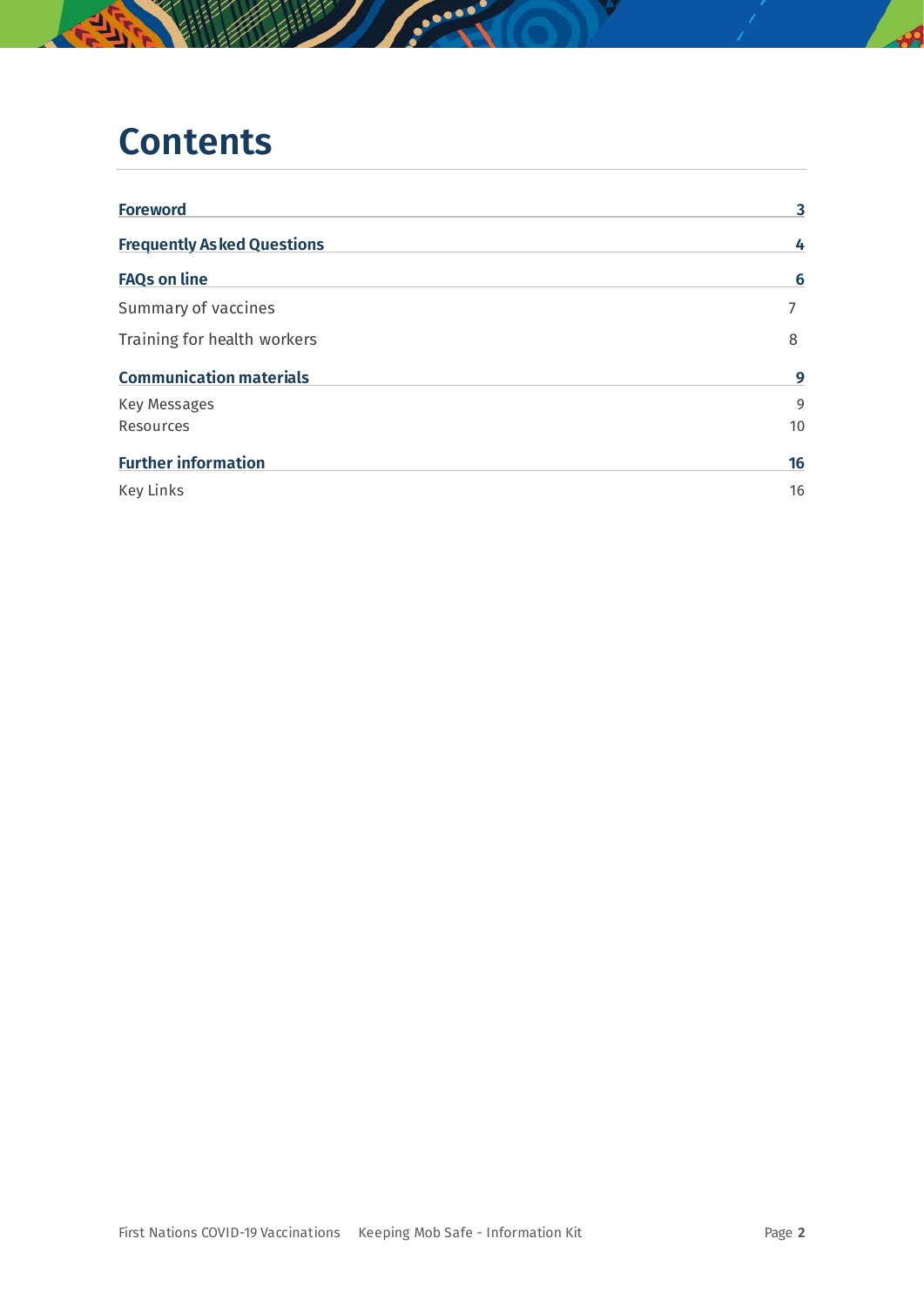# Contents

| | |
|---|---|
| **Foreword** | **3** |
| **Frequently Asked Questions** | **4** |
| **FAQs on line** | **6** |
| Summary of vaccines | 7 |
| Training for health workers | 8 |
| **Communication materials** | **9** |
| Key Messages | 9 |
| Resources | 10 |
| **Further information** | **16** |
| Key Links | 16 |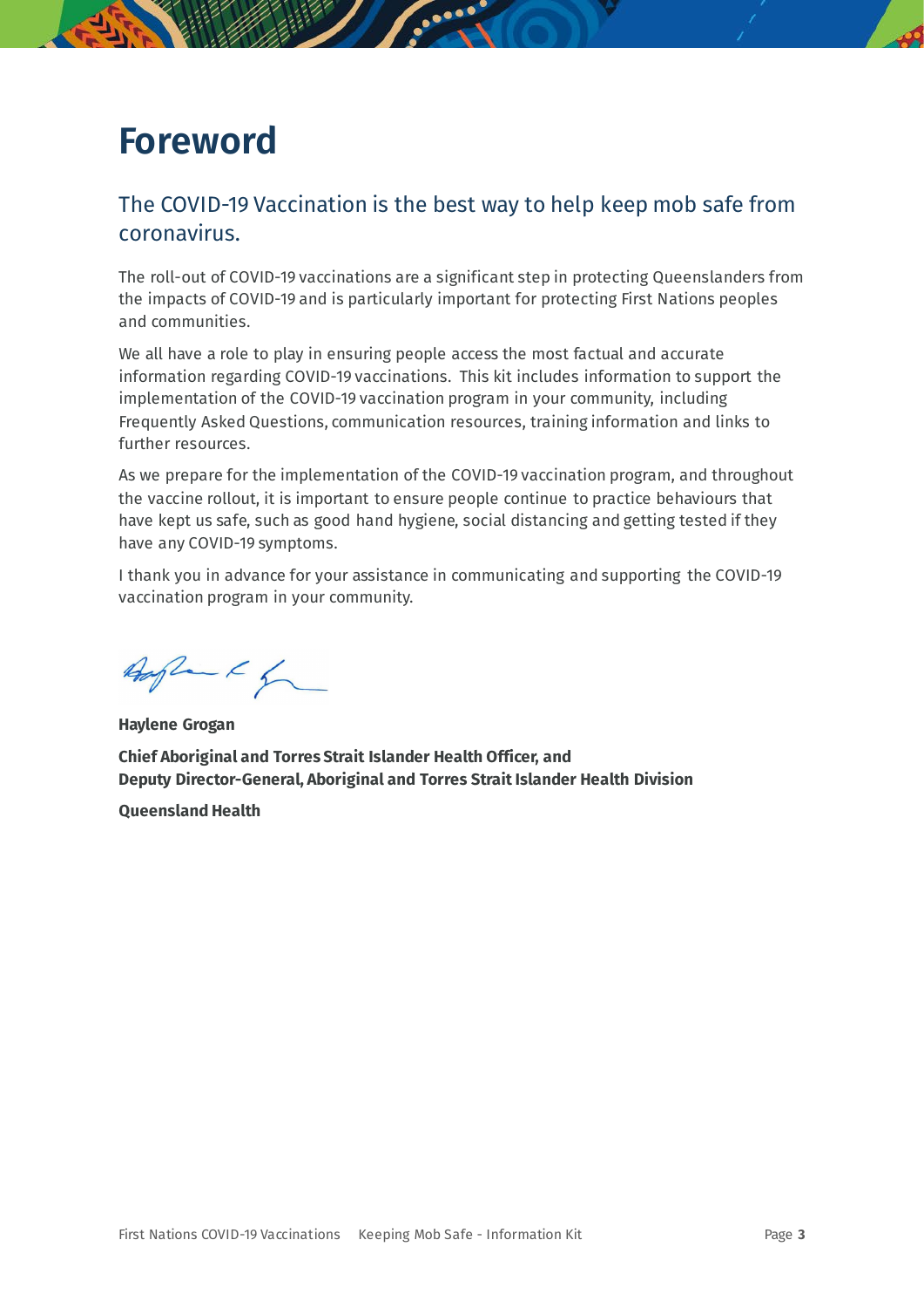# Foreword

## The COVID-19 Vaccination is the best way to help keep mob safe from coronavirus.

The roll-out of COVID-19 vaccinations are a significant step in protecting Queenslanders from the impacts of COVID-19 and is particularly important for protecting First Nations peoples and communities.

We all have a role to play in ensuring people access the most factual and accurate information regarding COVID-19 vaccinations. This kit includes information to support the implementation of the COVID-19 vaccination program in your community, including Frequently Asked Questions, communication resources, training information and links to further resources.

As we prepare for the implementation of the COVID-19 vaccination program, and throughout the vaccine rollout, it is important to ensure people continue to practice behaviours that have kept us safe, such as good hand hygiene, social distancing and getting tested if they have any COVID-19 symptoms.

I thank you in advance for your assistance in communicating and supporting the COVID-19 vaccination program in your community.

**Haylene Grogan**

**Chief Aboriginal and Torres Strait Islander Health Officer, and**
**Deputy Director-General, Aboriginal and Torres Strait Islander Health Division**

**Queensland Health**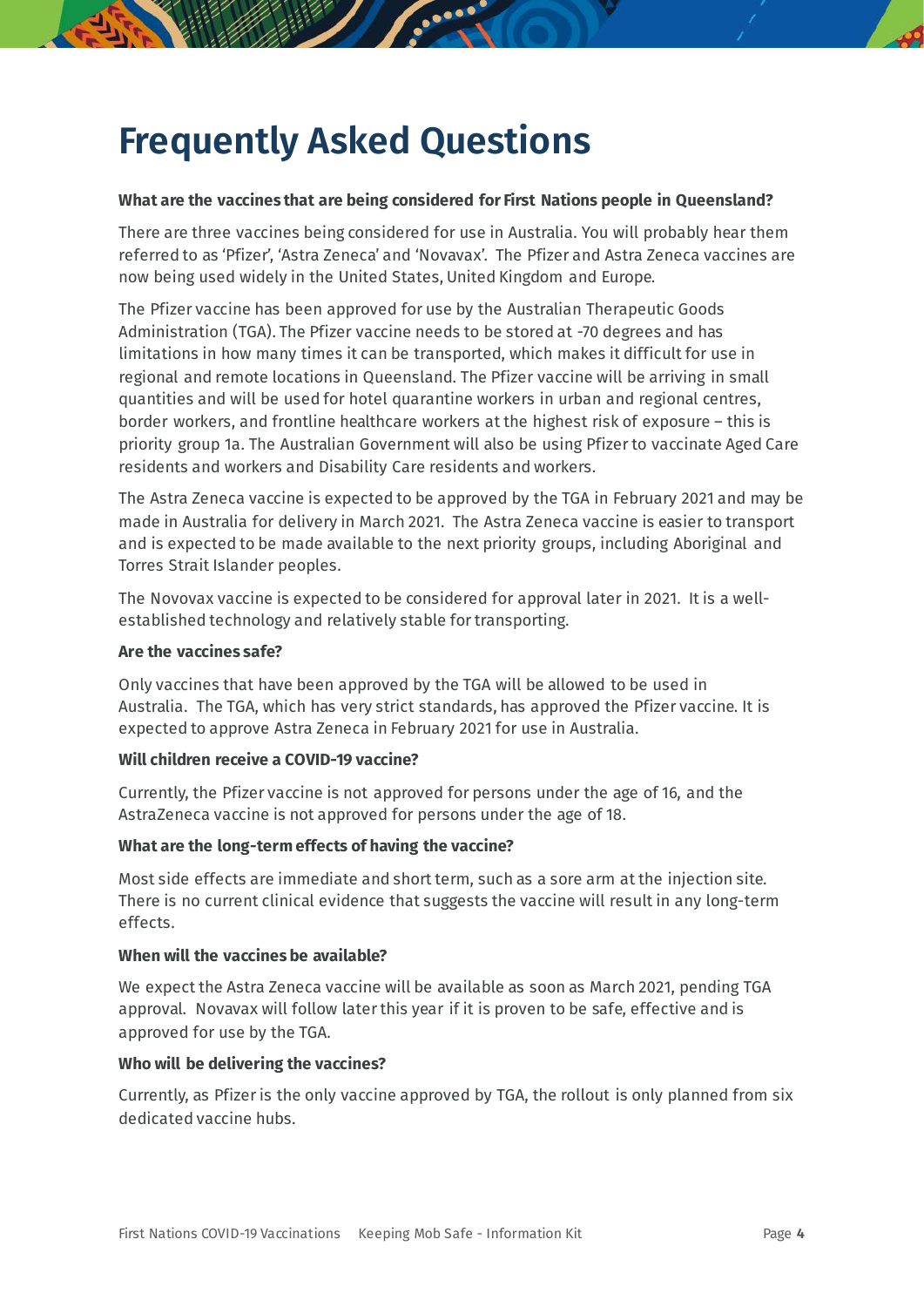# Frequently Asked Questions

**What are the vaccines that are being considered for First Nations people in Queensland?**

There are three vaccines being considered for use in Australia. You will probably hear them referred to as 'Pfizer', 'Astra Zeneca' and 'Novavax'. The Pfizer and Astra Zeneca vaccines are now being used widely in the United States, United Kingdom and Europe.

The Pfizer vaccine has been approved for use by the Australian Therapeutic Goods Administration (TGA). The Pfizer vaccine needs to be stored at -70 degrees and has limitations in how many times it can be transported, which makes it difficult for use in regional and remote locations in Queensland. The Pfizer vaccine will be arriving in small quantities and will be used for hotel quarantine workers in urban and regional centres, border workers, and frontline healthcare workers at the highest risk of exposure – this is priority group 1a. The Australian Government will also be using Pfizer to vaccinate Aged Care residents and workers and Disability Care residents and workers.

The Astra Zeneca vaccine is expected to be approved by the TGA in February 2021 and may be made in Australia for delivery in March 2021. The Astra Zeneca vaccine is easier to transport and is expected to be made available to the next priority groups, including Aboriginal and Torres Strait Islander peoples.

The Novovax vaccine is expected to be considered for approval later in 2021. It is a well-established technology and relatively stable for transporting.

**Are the vaccines safe?**

Only vaccines that have been approved by the TGA will be allowed to be used in Australia. The TGA, which has very strict standards, has approved the Pfizer vaccine. It is expected to approve Astra Zeneca in February 2021 for use in Australia.

**Will children receive a COVID-19 vaccine?**

Currently, the Pfizer vaccine is not approved for persons under the age of 16, and the AstraZeneca vaccine is not approved for persons under the age of 18.

**What are the long-term effects of having the vaccine?**

Most side effects are immediate and short term, such as a sore arm at the injection site. There is no current clinical evidence that suggests the vaccine will result in any long-term effects.

**When will the vaccines be available?**

We expect the Astra Zeneca vaccine will be available as soon as March 2021, pending TGA approval. Novavax will follow later this year if it is proven to be safe, effective and is approved for use by the TGA.

**Who will be delivering the vaccines?**

Currently, as Pfizer is the only vaccine approved by TGA, the rollout is only planned from six dedicated vaccine hubs.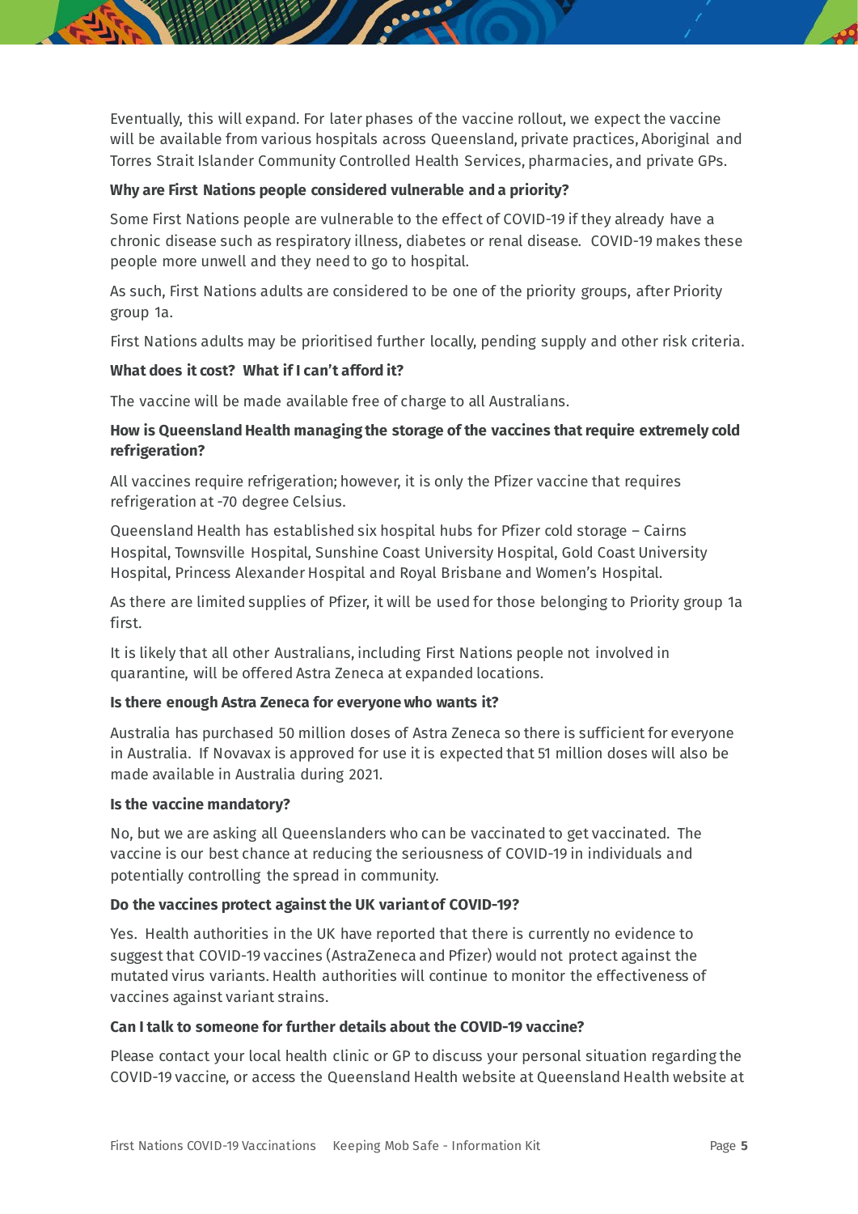Eventually, this will expand. For later phases of the vaccine rollout, we expect the vaccine will be available from various hospitals across Queensland, private practices, Aboriginal and Torres Strait Islander Community Controlled Health Services, pharmacies, and private GPs.

**Why are First Nations people considered vulnerable and a priority?**

Some First Nations people are vulnerable to the effect of COVID-19 if they already have a chronic disease such as respiratory illness, diabetes or renal disease. COVID-19 makes these people more unwell and they need to go to hospital.

As such, First Nations adults are considered to be one of the priority groups, after Priority group 1a.

First Nations adults may be prioritised further locally, pending supply and other risk criteria.

**What does it cost? What if I can't afford it?**

The vaccine will be made available free of charge to all Australians.

**How is Queensland Health managing the storage of the vaccines that require extremely cold refrigeration?**

All vaccines require refrigeration; however, it is only the Pfizer vaccine that requires refrigeration at -70 degree Celsius.

Queensland Health has established six hospital hubs for Pfizer cold storage – Cairns Hospital, Townsville Hospital, Sunshine Coast University Hospital, Gold Coast University Hospital, Princess Alexander Hospital and Royal Brisbane and Women's Hospital.

As there are limited supplies of Pfizer, it will be used for those belonging to Priority group 1a first.

It is likely that all other Australians, including First Nations people not involved in quarantine, will be offered Astra Zeneca at expanded locations.

**Is there enough Astra Zeneca for everyone who wants it?**

Australia has purchased 50 million doses of Astra Zeneca so there is sufficient for everyone in Australia. If Novavax is approved for use it is expected that 51 million doses will also be made available in Australia during 2021.

**Is the vaccine mandatory?**

No, but we are asking all Queenslanders who can be vaccinated to get vaccinated. The vaccine is our best chance at reducing the seriousness of COVID-19 in individuals and potentially controlling the spread in community.

**Do the vaccines protect against the UK variant of COVID-19?**

Yes. Health authorities in the UK have reported that there is currently no evidence to suggest that COVID-19 vaccines (AstraZeneca and Pfizer) would not protect against the mutated virus variants. Health authorities will continue to monitor the effectiveness of vaccines against variant strains.

**Can I talk to someone for further details about the COVID-19 vaccine?**

Please contact your local health clinic or GP to discuss your personal situation regarding the COVID-19 vaccine, or access the Queensland Health website at Queensland Health website at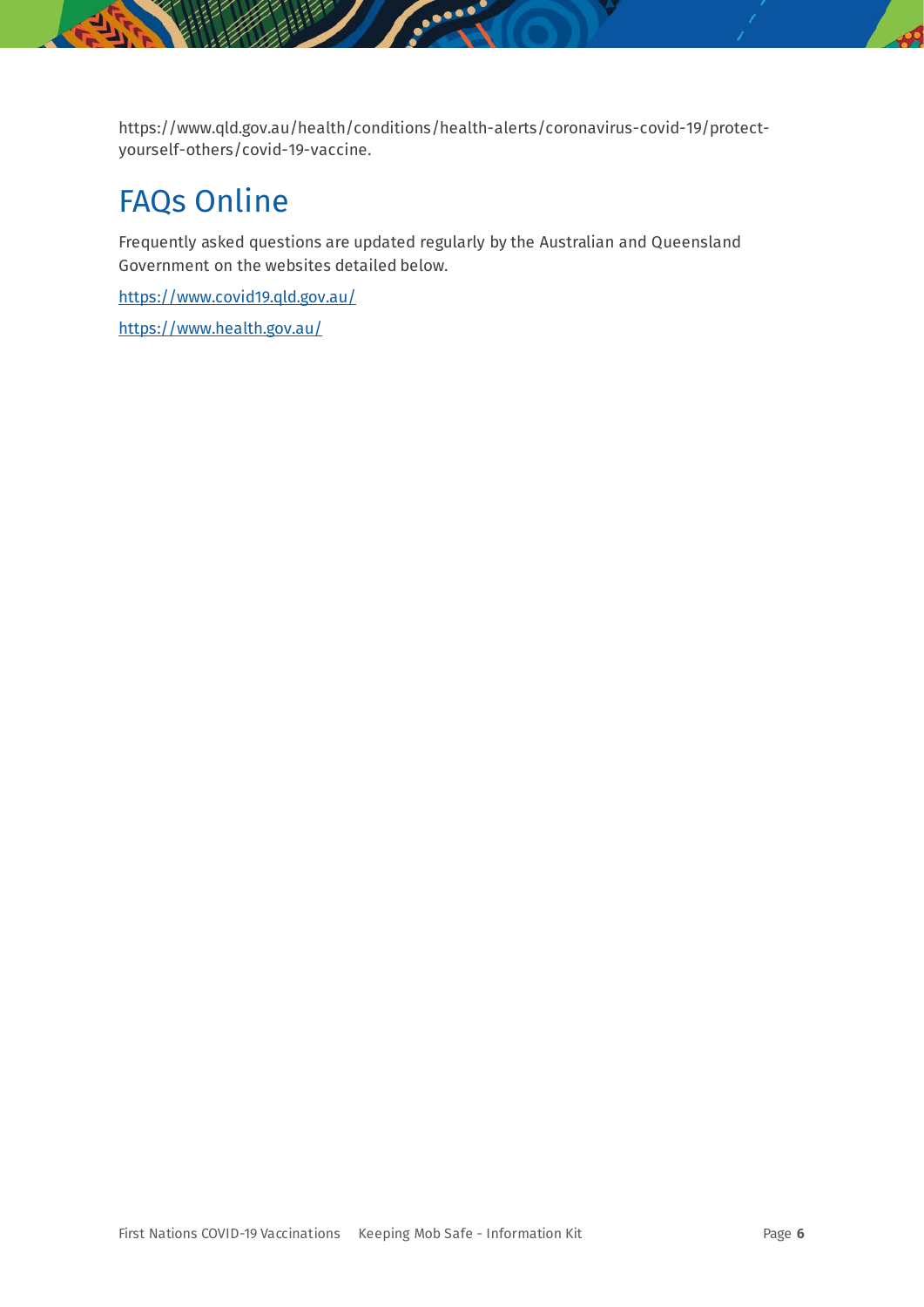https://www.qld.gov.au/health/conditions/health-alerts/coronavirus-covid-19/protect-yourself-others/covid-19-vaccine.

## FAQs Online

Frequently asked questions are updated regularly by the Australian and Queensland Government on the websites detailed below.

https://www.covid19.qld.gov.au/

https://www.health.gov.au/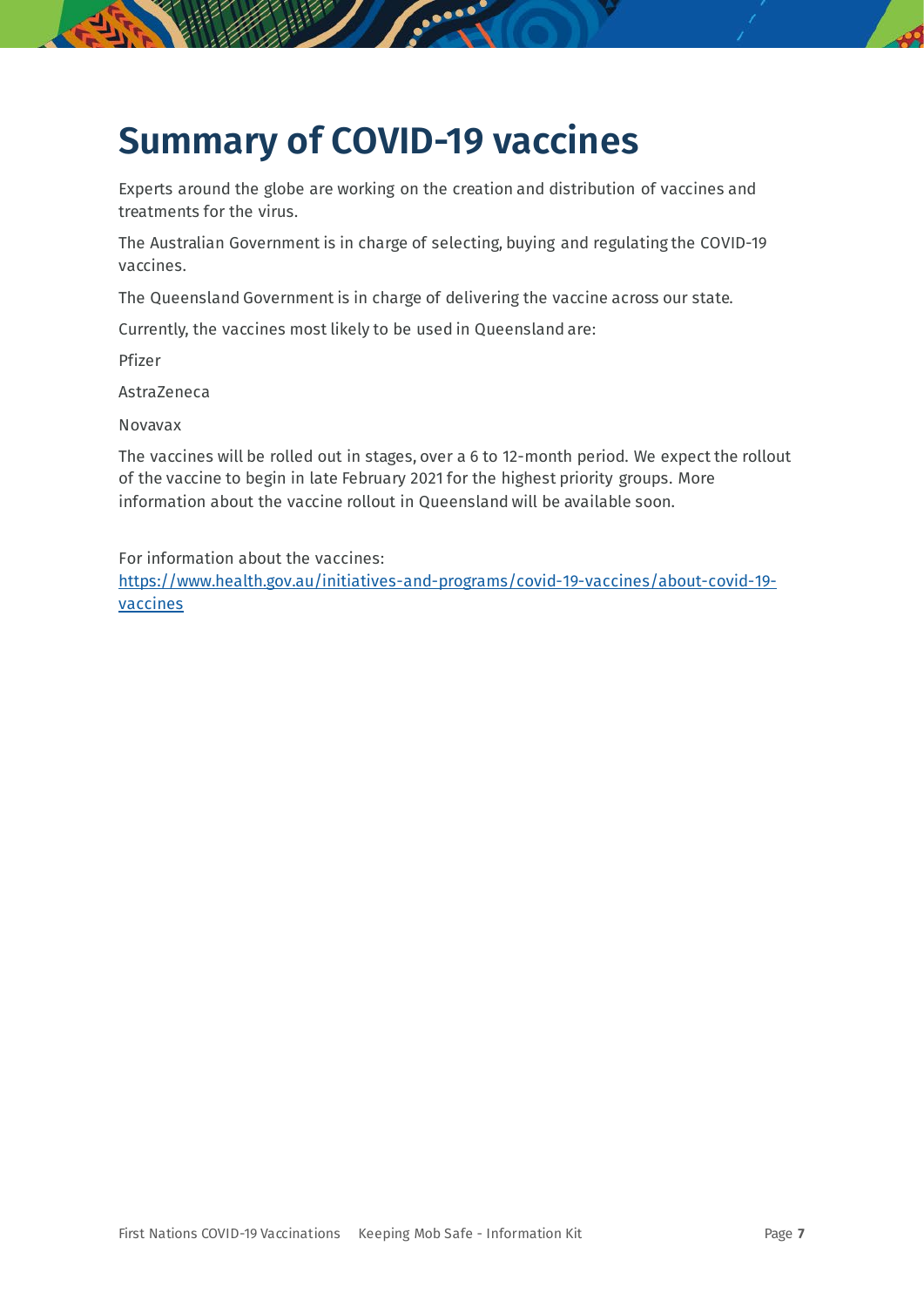# Summary of COVID-19 vaccines

Experts around the globe are working on the creation and distribution of vaccines and treatments for the virus.

The Australian Government is in charge of selecting, buying and regulating the COVID-19 vaccines.

The Queensland Government is in charge of delivering the vaccine across our state.

Currently, the vaccines most likely to be used in Queensland are:

Pfizer

AstraZeneca

Novavax

The vaccines will be rolled out in stages, over a 6 to 12-month period. We expect the rollout of the vaccine to begin in late February 2021 for the highest priority groups. More information about the vaccine rollout in Queensland will be available soon.

For information about the vaccines:
[https://www.health.gov.au/initiatives-and-programs/covid-19-vaccines/about-covid-19-vaccines](https://www.health.gov.au/initiatives-and-programs/covid-19-vaccines/about-covid-19-vaccines)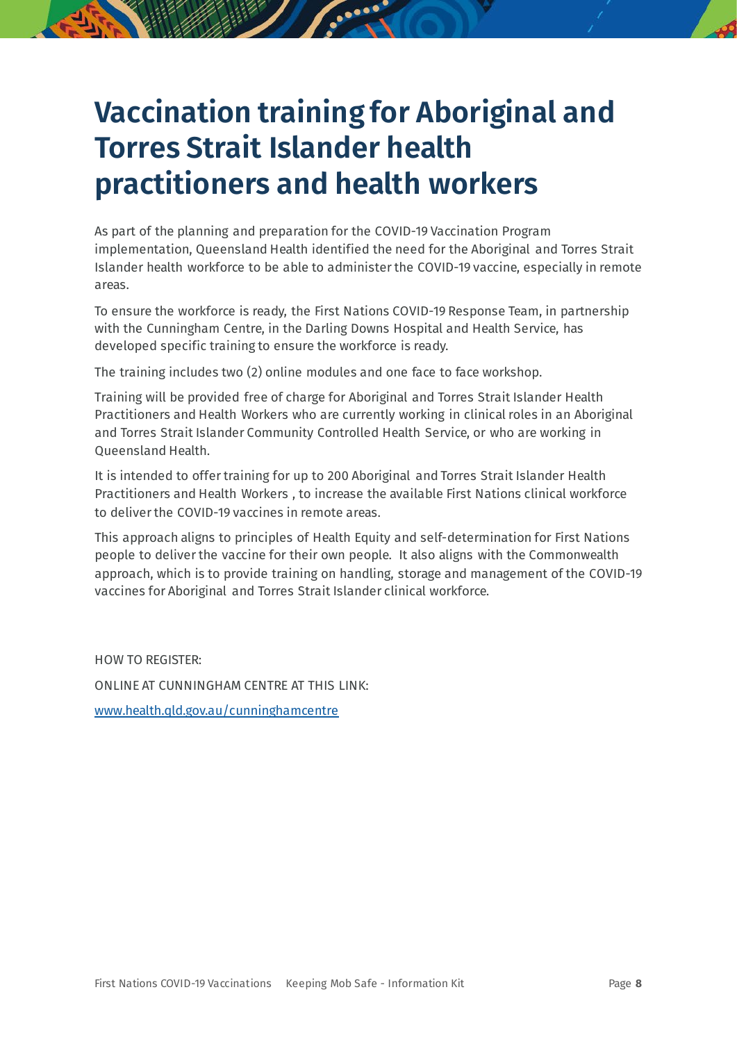# Vaccination training for Aboriginal and Torres Strait Islander health practitioners and health workers

As part of the planning and preparation for the COVID-19 Vaccination Program implementation, Queensland Health identified the need for the Aboriginal and Torres Strait Islander health workforce to be able to administer the COVID-19 vaccine, especially in remote areas.

To ensure the workforce is ready, the First Nations COVID-19 Response Team, in partnership with the Cunningham Centre, in the Darling Downs Hospital and Health Service, has developed specific training to ensure the workforce is ready.

The training includes two (2) online modules and one face to face workshop.

Training will be provided free of charge for Aboriginal and Torres Strait Islander Health Practitioners and Health Workers who are currently working in clinical roles in an Aboriginal and Torres Strait Islander Community Controlled Health Service, or who are working in Queensland Health.

It is intended to offer training for up to 200 Aboriginal and Torres Strait Islander Health Practitioners and Health Workers , to increase the available First Nations clinical workforce to deliver the COVID-19 vaccines in remote areas.

This approach aligns to principles of Health Equity and self-determination for First Nations people to deliver the vaccine for their own people. It also aligns with the Commonwealth approach, which is to provide training on handling, storage and management of the COVID-19 vaccines for Aboriginal and Torres Strait Islander clinical workforce.

HOW TO REGISTER:

ONLINE AT CUNNINGHAM CENTRE AT THIS LINK:

[www.health.qld.gov.au/cunninghamcentre](http://www.health.qld.gov.au/cunninghamcentre)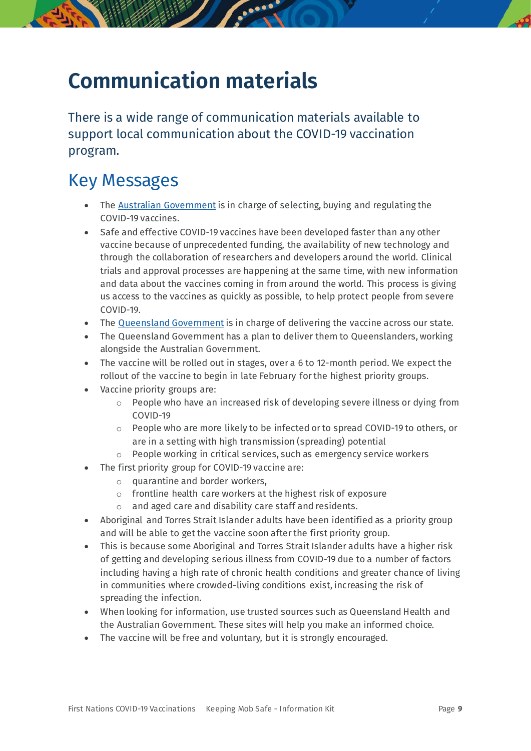# Communication materials

There is a wide range of communication materials available to support local communication about the COVID-19 vaccination program.

## Key Messages

- The Australian Government is in charge of selecting, buying and regulating the COVID-19 vaccines.
- Safe and effective COVID-19 vaccines have been developed faster than any other vaccine because of unprecedented funding, the availability of new technology and through the collaboration of researchers and developers around the world. Clinical trials and approval processes are happening at the same time, with new information and data about the vaccines coming in from around the world. This process is giving us access to the vaccines as quickly as possible, to help protect people from severe COVID-19.
- The Queensland Government is in charge of delivering the vaccine across our state.
- The Queensland Government has a plan to deliver them to Queenslanders, working alongside the Australian Government.
- The vaccine will be rolled out in stages, over a 6 to 12-month period. We expect the rollout of the vaccine to begin in late February for the highest priority groups.
- Vaccine priority groups are:
    - People who have an increased risk of developing severe illness or dying from COVID-19
    - People who are more likely to be infected or to spread COVID-19 to others, or are in a setting with high transmission (spreading) potential
    - People working in critical services, such as emergency service workers
- The first priority group for COVID-19 vaccine are:
    - quarantine and border workers,
    - frontline health care workers at the highest risk of exposure
    - and aged care and disability care staff and residents.
- Aboriginal and Torres Strait Islander adults have been identified as a priority group and will be able to get the vaccine soon after the first priority group.
- This is because some Aboriginal and Torres Strait Islander adults have a higher risk of getting and developing serious illness from COVID-19 due to a number of factors including having a high rate of chronic health conditions and greater chance of living in communities where crowded-living conditions exist, increasing the risk of spreading the infection.
- When looking for information, use trusted sources such as Queensland Health and the Australian Government. These sites will help you make an informed choice.
- The vaccine will be free and voluntary, but it is strongly encouraged.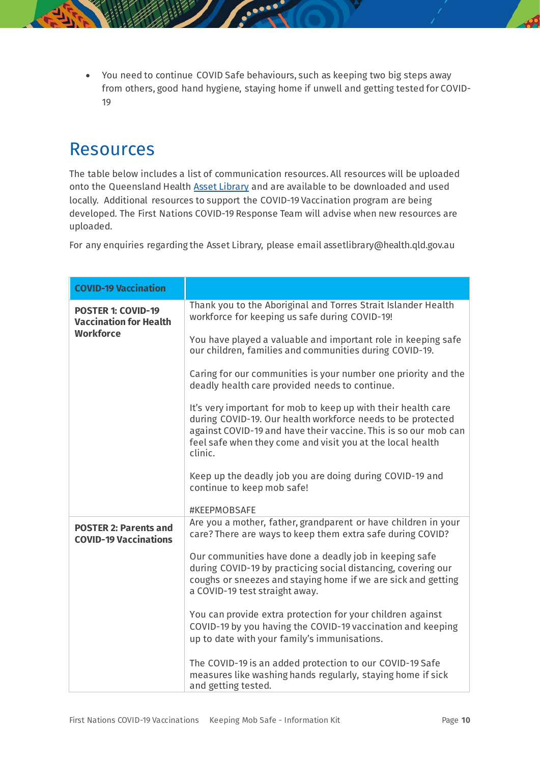- You need to continue COVID Safe behaviours, such as keeping two big steps away from others, good hand hygiene, staying home if unwell and getting tested for COVID-19

## Resources

The table below includes a list of communication resources. All resources will be uploaded onto the Queensland Health Asset Library and are available to be downloaded and used locally. Additional resources to support the COVID-19 Vaccination program are being developed. The First Nations COVID-19 Response Team will advise when new resources are uploaded.

For any enquiries regarding the Asset Library, please email assetlibrary@health.qld.gov.au

| **COVID-19 Vaccination** | |
|---|---|
| **POSTER 1: COVID-19 Vaccination for Health Workforce** | Thank you to the Aboriginal and Torres Strait Islander Health workforce for keeping us safe during COVID-19!<br><br>You have played a valuable and important role in keeping safe our children, families and communities during COVID-19.<br><br>Caring for our communities is your number one priority and the deadly health care provided needs to continue.<br><br>It's very important for mob to keep up with their health care during COVID-19. Our health workforce needs to be protected against COVID-19 and have their vaccine. This is so our mob can feel safe when they come and visit you at the local health clinic.<br><br>Keep up the deadly job you are doing during COVID-19 and continue to keep mob safe!<br><br>#KEEPMOBSAFE |
| **POSTER 2: Parents and COVID-19 Vaccinations** | Are you a mother, father, grandparent or have children in your care? There are ways to keep them extra safe during COVID?<br><br>Our communities have done a deadly job in keeping safe during COVID-19 by practicing social distancing, covering our coughs or sneezes and staying home if we are sick and getting a COVID-19 test straight away.<br><br>You can provide extra protection for your children against COVID-19 by you having the COVID-19 vaccination and keeping up to date with your family's immunisations.<br><br>The COVID-19 is an added protection to our COVID-19 Safe measures like washing hands regularly, staying home if sick and getting tested. |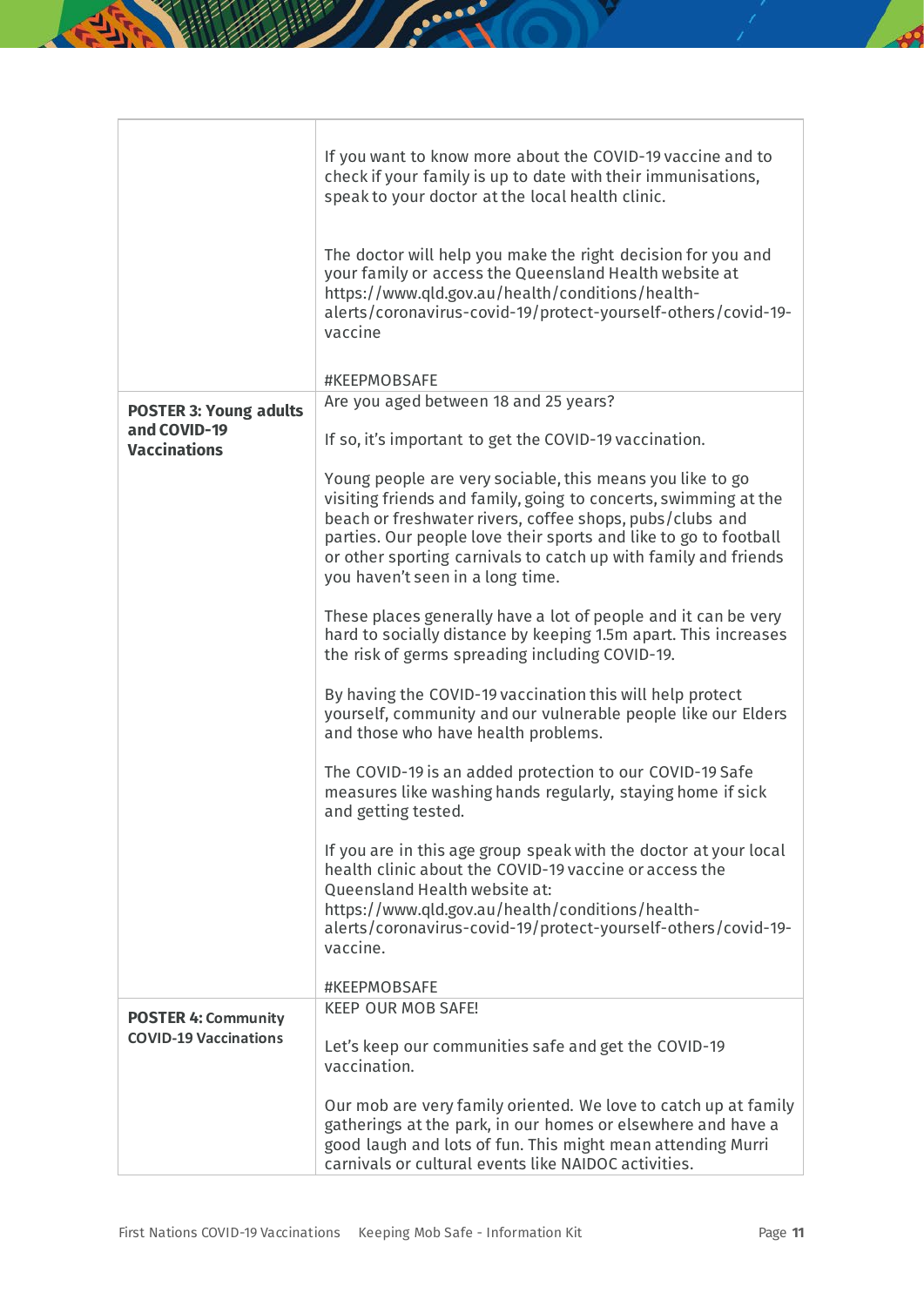| | |
|---|---|
| | If you want to know more about the COVID-19 vaccine and to check if your family is up to date with their immunisations, speak to your doctor at the local health clinic.<br><br>The doctor will help you make the right decision for you and your family or access the Queensland Health website at https://www.qld.gov.au/health/conditions/health-alerts/coronavirus-covid-19/protect-yourself-others/covid-19-vaccine<br><br>#KEEPMOBSAFE |
| **POSTER 3: Young adults and COVID-19 Vaccinations** | Are you aged between 18 and 25 years?<br><br>If so, it's important to get the COVID-19 vaccination.<br><br>Young people are very sociable, this means you like to go visiting friends and family, going to concerts, swimming at the beach or freshwater rivers, coffee shops, pubs/clubs and parties. Our people love their sports and like to go to football or other sporting carnivals to catch up with family and friends you haven't seen in a long time.<br><br>These places generally have a lot of people and it can be very hard to socially distance by keeping 1.5m apart. This increases the risk of germs spreading including COVID-19.<br><br>By having the COVID-19 vaccination this will help protect yourself, community and our vulnerable people like our Elders and those who have health problems.<br><br>The COVID-19 is an added protection to our COVID-19 Safe measures like washing hands regularly, staying home if sick and getting tested.<br><br>If you are in this age group speak with the doctor at your local health clinic about the COVID-19 vaccine or access the Queensland Health website at: https://www.qld.gov.au/health/conditions/health-alerts/coronavirus-covid-19/protect-yourself-others/covid-19-vaccine.<br><br>#KEEPMOBSAFE |
| **POSTER 4: Community COVID-19 Vaccinations** | KEEP OUR MOB SAFE!<br><br>Let's keep our communities safe and get the COVID-19 vaccination.<br><br>Our mob are very family oriented. We love to catch up at family gatherings at the park, in our homes or elsewhere and have a good laugh and lots of fun. This might mean attending Murri carnivals or cultural events like NAIDOC activities. |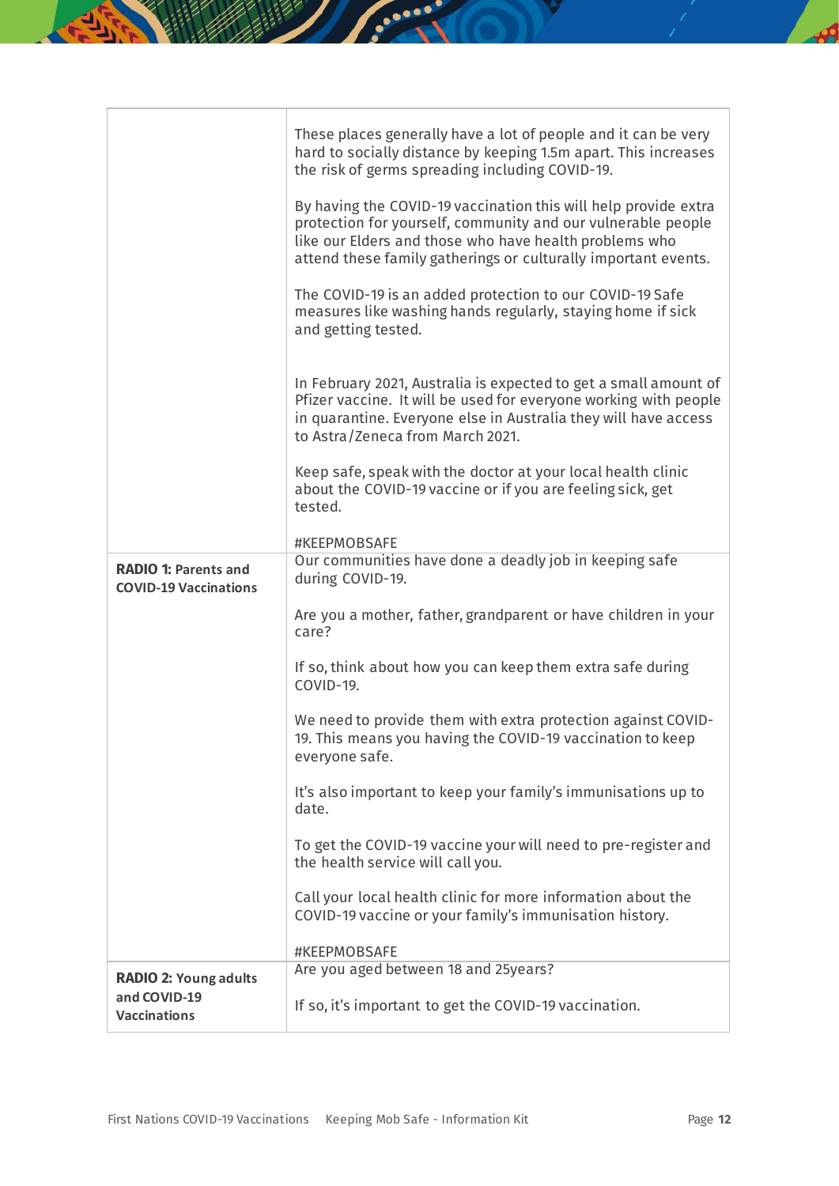| | |
|---|---|
| | These places generally have a lot of people and it can be very hard to socially distance by keeping 1.5m apart. This increases the risk of germs spreading including COVID-19.<br><br>By having the COVID-19 vaccination this will help provide extra protection for yourself, community and our vulnerable people like our Elders and those who have health problems who attend these family gatherings or culturally important events.<br><br>The COVID-19 is an added protection to our COVID-19 Safe measures like washing hands regularly, staying home if sick and getting tested.<br><br>In February 2021, Australia is expected to get a small amount of Pfizer vaccine. It will be used for everyone working with people in quarantine. Everyone else in Australia they will have access to Astra/Zeneca from March 2021.<br><br>Keep safe, speak with the doctor at your local health clinic about the COVID-19 vaccine or if you are feeling sick, get tested.<br><br>#KEEPMOBSAFE |
| **RADIO 1:** **Parents and COVID-19 Vaccinations** | Our communities have done a deadly job in keeping safe during COVID-19.<br><br>Are you a mother, father, grandparent or have children in your care?<br><br>If so, think about how you can keep them extra safe during COVID-19.<br><br>We need to provide them with extra protection against COVID-19. This means you having the COVID-19 vaccination to keep everyone safe.<br><br>It's also important to keep your family's immunisations up to date.<br><br>To get the COVID-19 vaccine your will need to pre-register and the health service will call you.<br><br>Call your local health clinic for more information about the COVID-19 vaccine or your family's immunisation history.<br><br>#KEEPMOBSAFE |
| **RADIO 2:** **Young adults and COVID-19 Vaccinations** | Are you aged between 18 and 25years?<br><br>If so, it's important to get the COVID-19 vaccination. |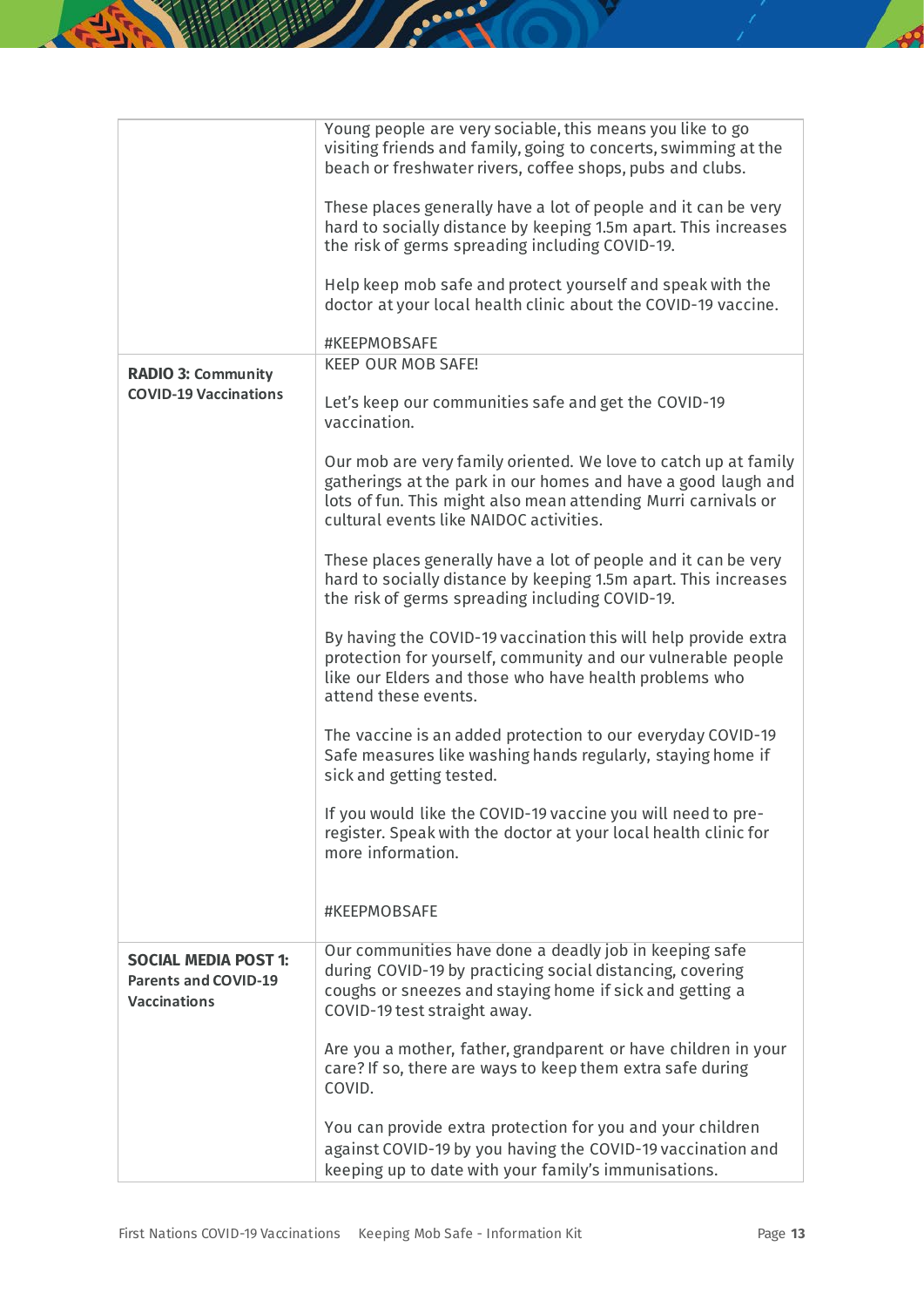| | |
|---|---|
| | Young people are very sociable, this means you like to go visiting friends and family, going to concerts, swimming at the beach or freshwater rivers, coffee shops, pubs and clubs.<br><br>These places generally have a lot of people and it can be very hard to socially distance by keeping 1.5m apart. This increases the risk of germs spreading including COVID-19.<br><br>Help keep mob safe and protect yourself and speak with the doctor at your local health clinic about the COVID-19 vaccine.<br><br>#KEEPMOBSAFE |
| **RADIO 3: Community COVID-19 Vaccinations** | KEEP OUR MOB SAFE!<br><br>Let's keep our communities safe and get the COVID-19 vaccination.<br><br>Our mob are very family oriented. We love to catch up at family gatherings at the park in our homes and have a good laugh and lots of fun. This might also mean attending Murri carnivals or cultural events like NAIDOC activities.<br><br>These places generally have a lot of people and it can be very hard to socially distance by keeping 1.5m apart. This increases the risk of germs spreading including COVID-19.<br><br>By having the COVID-19 vaccination this will help provide extra protection for yourself, community and our vulnerable people like our Elders and those who have health problems who attend these events.<br><br>The vaccine is an added protection to our everyday COVID-19 Safe measures like washing hands regularly, staying home if sick and getting tested.<br><br>If you would like the COVID-19 vaccine you will need to pre-register. Speak with the doctor at your local health clinic for more information.<br><br>#KEEPMOBSAFE |
| **SOCIAL MEDIA POST 1: Parents and COVID-19 Vaccinations** | Our communities have done a deadly job in keeping safe during COVID-19 by practicing social distancing, covering coughs or sneezes and staying home if sick and getting a COVID-19 test straight away.<br><br>Are you a mother, father, grandparent or have children in your care? If so, there are ways to keep them extra safe during COVID.<br><br>You can provide extra protection for you and your children against COVID-19 by you having the COVID-19 vaccination and keeping up to date with your family's immunisations. |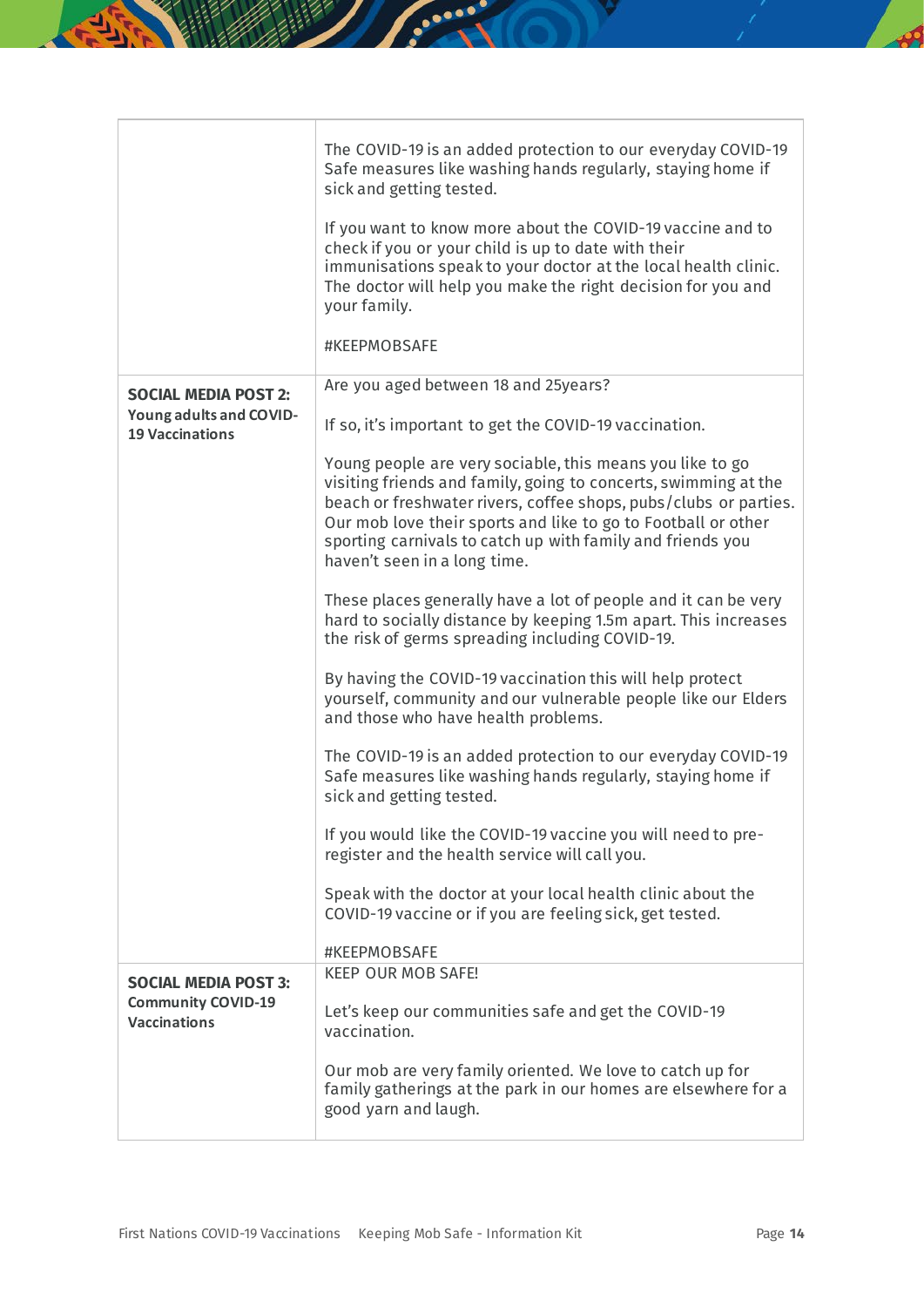| | |
|---|---|
| | The COVID-19 is an added protection to our everyday COVID-19 Safe measures like washing hands regularly, staying home if sick and getting tested.<br><br>If you want to know more about the COVID-19 vaccine and to check if you or your child is up to date with their immunisations speak to your doctor at the local health clinic. The doctor will help you make the right decision for you and your family.<br><br>#KEEPMOBSAFE |
| **SOCIAL MEDIA POST 2:**<br>**Young adults and COVID-19 Vaccinations** | Are you aged between 18 and 25years?<br><br>If so, it's important to get the COVID-19 vaccination.<br><br>Young people are very sociable, this means you like to go visiting friends and family, going to concerts, swimming at the beach or freshwater rivers, coffee shops, pubs/clubs or parties. Our mob love their sports and like to go to Football or other sporting carnivals to catch up with family and friends you haven't seen in a long time.<br><br>These places generally have a lot of people and it can be very hard to socially distance by keeping 1.5m apart. This increases the risk of germs spreading including COVID-19.<br><br>By having the COVID-19 vaccination this will help protect yourself, community and our vulnerable people like our Elders and those who have health problems.<br><br>The COVID-19 is an added protection to our everyday COVID-19 Safe measures like washing hands regularly, staying home if sick and getting tested.<br><br>If you would like the COVID-19 vaccine you will need to pre-register and the health service will call you.<br><br>Speak with the doctor at your local health clinic about the COVID-19 vaccine or if you are feeling sick, get tested.<br><br>#KEEPMOBSAFE |
| **SOCIAL MEDIA POST 3:**<br>**Community COVID-19 Vaccinations** | KEEP OUR MOB SAFE!<br><br>Let's keep our communities safe and get the COVID-19 vaccination.<br><br>Our mob are very family oriented. We love to catch up for family gatherings at the park in our homes are elsewhere for a good yarn and laugh. |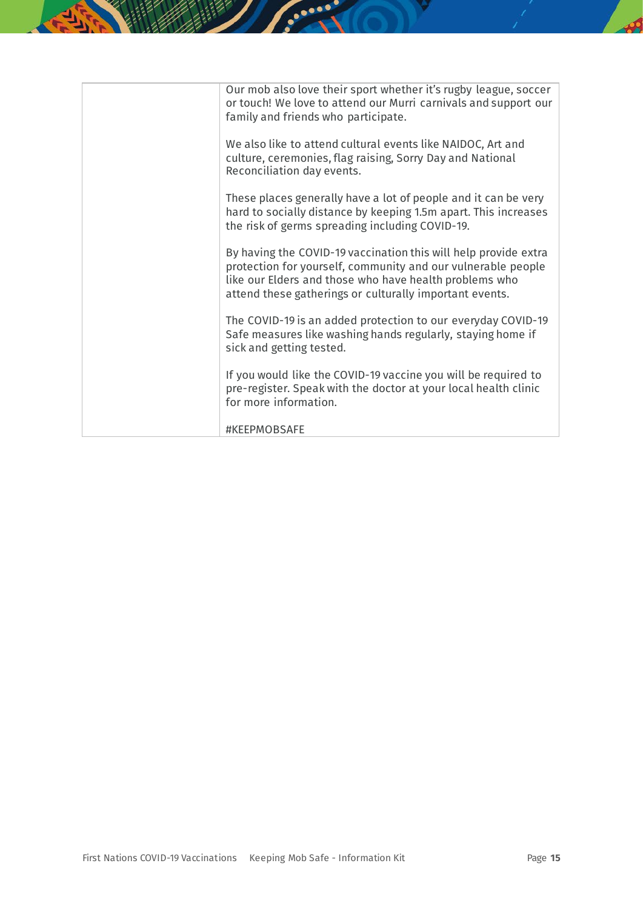| | |
|---|---|
| | Our mob also love their sport whether it's rugby league, soccer or touch! We love to attend our Murri carnivals and support our family and friends who participate.<br><br>We also like to attend cultural events like NAIDOC, Art and culture, ceremonies, flag raising, Sorry Day and National Reconciliation day events.<br><br>These places generally have a lot of people and it can be very hard to socially distance by keeping 1.5m apart. This increases the risk of germs spreading including COVID-19.<br><br>By having the COVID-19 vaccination this will help provide extra protection for yourself, community and our vulnerable people like our Elders and those who have health problems who attend these gatherings or culturally important events.<br><br>The COVID-19 is an added protection to our everyday COVID-19 Safe measures like washing hands regularly, staying home if sick and getting tested.<br><br>If you would like the COVID-19 vaccine you will be required to pre-register. Speak with the doctor at your local health clinic for more information.<br><br>#KEEPMOBSAFE |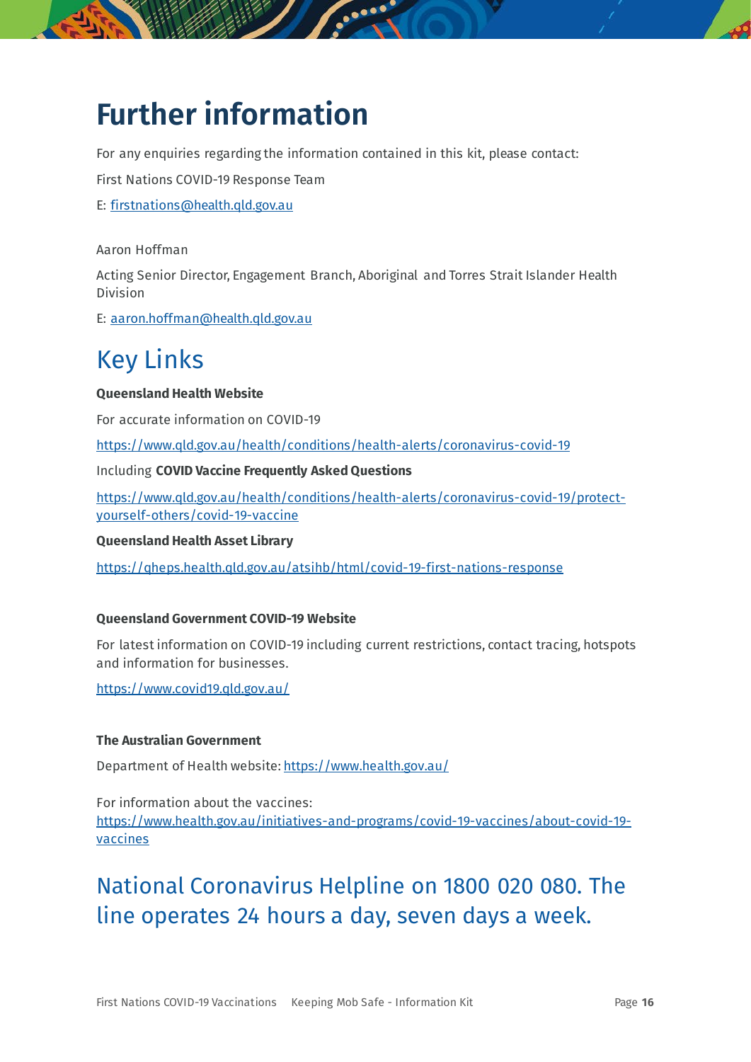# Further information

For any enquiries regarding the information contained in this kit, please contact:

First Nations COVID-19 Response Team

E: firstnations@health.qld.gov.au

Aaron Hoffman

Acting Senior Director, Engagement Branch, Aboriginal and Torres Strait Islander Health Division

E: aaron.hoffman@health.qld.gov.au

## Key Links

**Queensland Health Website**

For accurate information on COVID-19

https://www.qld.gov.au/health/conditions/health-alerts/coronavirus-covid-19

Including **COVID Vaccine Frequently Asked Questions**

https://www.qld.gov.au/health/conditions/health-alerts/coronavirus-covid-19/protect-yourself-others/covid-19-vaccine

**Queensland Health Asset Library**

https://qheps.health.qld.gov.au/atsihb/html/covid-19-first-nations-response

**Queensland Government COVID-19 Website**

For latest information on COVID-19 including current restrictions, contact tracing, hotspots and information for businesses.

https://www.covid19.qld.gov.au/

**The Australian Government**

Department of Health website: https://www.health.gov.au/

For information about the vaccines:
https://www.health.gov.au/initiatives-and-programs/covid-19-vaccines/about-covid-19-vaccines

## National Coronavirus Helpline on 1800 020 080. The line operates 24 hours a day, seven days a week.